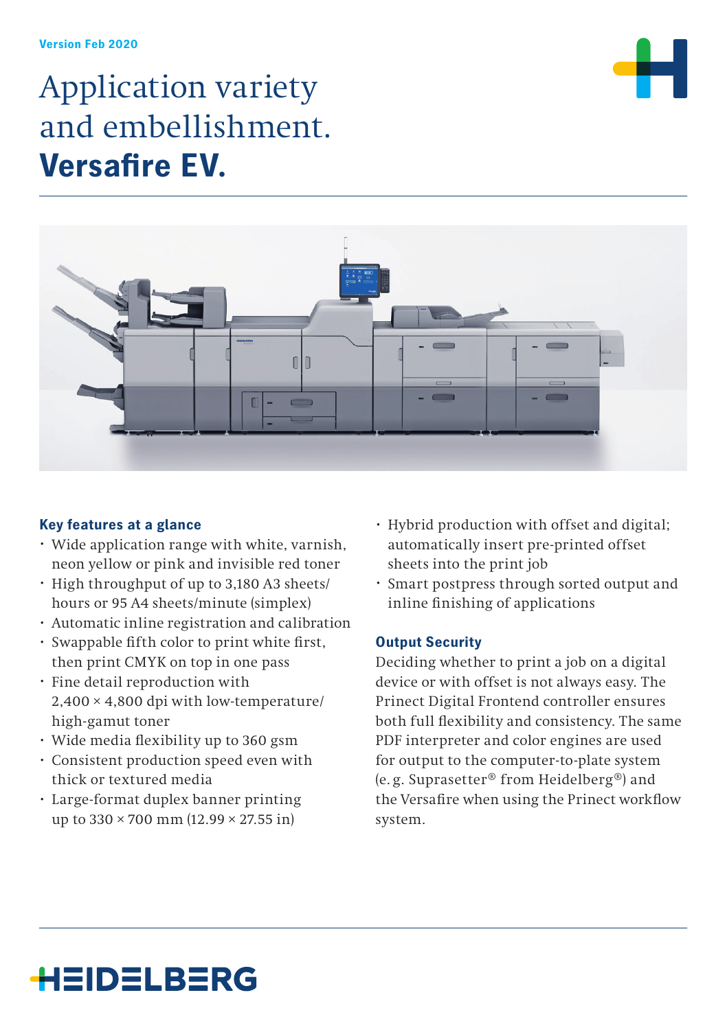Version Feb 2020

# Application variety and embellishment. **Versafire EV.**

### Key features at a glance

- Wide application range with white, varnish, neon yellow or pink and invisible red toner
- High throughput of up to 3,180 A3 sheets/hours or 95 A4 sheets/minute (simplex)
- Automatic inline registration and calibration
- Swappable fifth color to print white first, then print CMYK on top in one pass
- Fine detail reproduction with 2,400 × 4,800 dpi with low-temperature/high-gamut toner
- Wide media flexibility up to 360 gsm
- Consistent production speed even with thick or textured media
- Large-format duplex banner printing up to 330 × 700 mm (12.99 × 27.55 in)
- Hybrid production with offset and digital; automatically insert pre-printed offset sheets into the print job
- Smart postpress through sorted output and inline finishing of applications

### Output Security

Deciding whether to print a job on a digital device or with offset is not always easy. The Prinect Digital Frontend controller ensures both full flexibility and consistency. The same PDF interpreter and color engines are used for output to the computer-to-plate system (e. g. Suprasetter® from Heidelberg®) and the Versafire when using the Prinect workflow system.

HEIDELBERG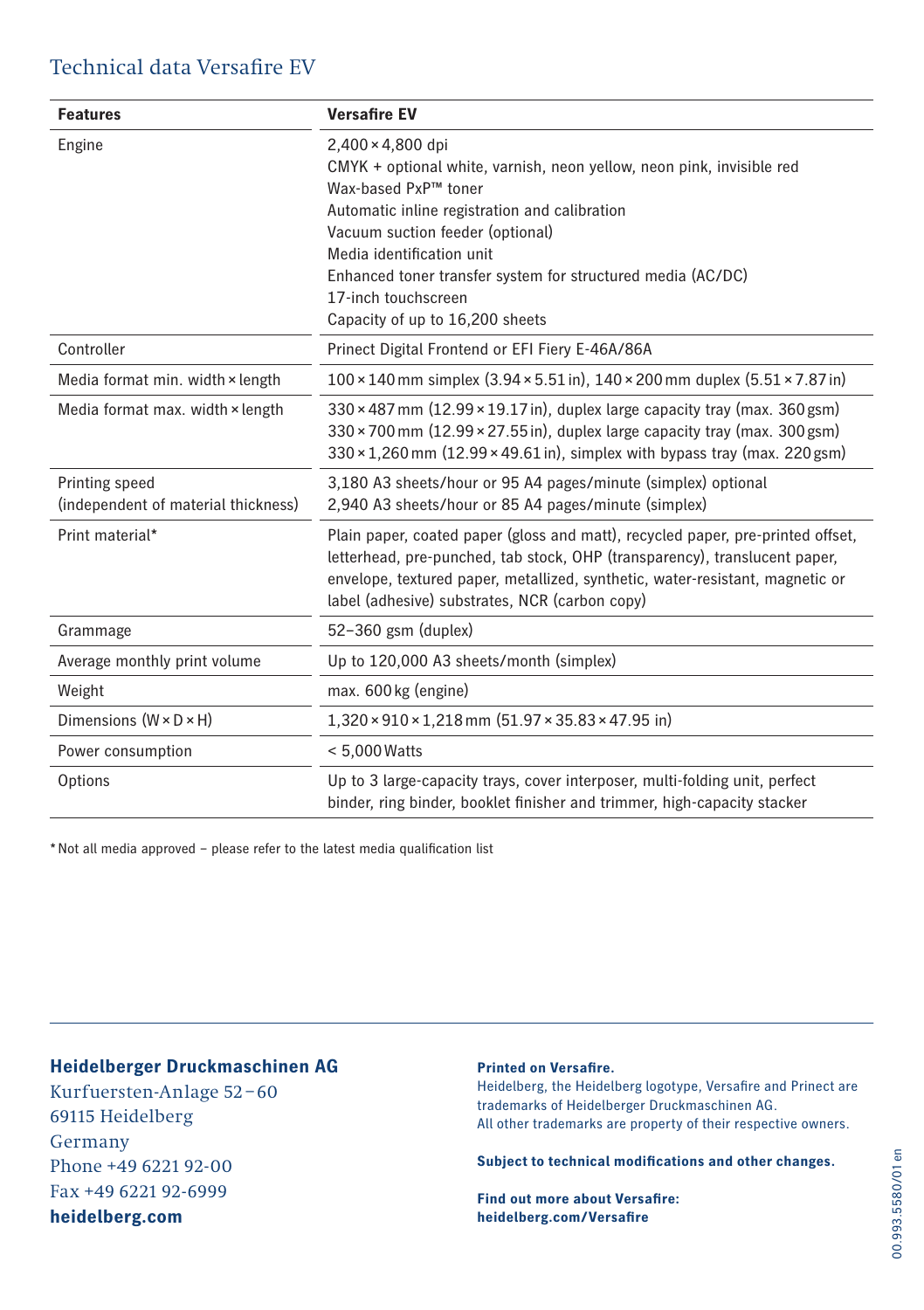## Technical data Versafire EV

| Features | Versafire EV |
|---|---|
| Engine | 2,400 × 4,800 dpi<br>CMYK + optional white, varnish, neon yellow, neon pink, invisible red<br>Wax-based PxP™ toner<br>Automatic inline registration and calibration<br>Vacuum suction feeder (optional)<br>Media identification unit<br>Enhanced toner transfer system for structured media (AC/DC)<br>17-inch touchscreen<br>Capacity of up to 16,200 sheets |
| Controller | Prinect Digital Frontend or EFI Fiery E-46A/86A |
| Media format min. width × length | 100 × 140 mm simplex (3.94 × 5.51 in), 140 × 200 mm duplex (5.51 × 7.87 in) |
| Media format max. width × length | 330 × 487 mm (12.99 × 19.17 in), duplex large capacity tray (max. 360 gsm)<br>330 × 700 mm (12.99 × 27.55 in), duplex large capacity tray (max. 300 gsm)<br>330 × 1,260 mm (12.99 × 49.61 in), simplex with bypass tray (max. 220 gsm) |
| Printing speed<br>(independent of material thickness) | 3,180 A3 sheets/hour or 95 A4 pages/minute (simplex) optional<br>2,940 A3 sheets/hour or 85 A4 pages/minute (simplex) |
| Print material* | Plain paper, coated paper (gloss and matt), recycled paper, pre-printed offset, letterhead, pre-punched, tab stock, OHP (transparency), translucent paper, envelope, textured paper, metallized, synthetic, water-resistant, magnetic or label (adhesive) substrates, NCR (carbon copy) |
| Grammage | 52–360 gsm (duplex) |
| Average monthly print volume | Up to 120,000 A3 sheets/month (simplex) |
| Weight | max. 600 kg (engine) |
| Dimensions (W × D × H) | 1,320 × 910 × 1,218 mm (51.97 × 35.83 × 47.95 in) |
| Power consumption | < 5,000 Watts |
| Options | Up to 3 large-capacity trays, cover interposer, multi-folding unit, perfect binder, ring binder, booklet finisher and trimmer, high-capacity stacker |

* Not all media approved – please refer to the latest media qualification list

**Heidelberger Druckmaschinen AG**
Kurfuersten-Anlage 52 – 60
69115 Heidelberg
Germany
Phone +49 6221 92-00
Fax +49 6221 92-6999
**heidelberg.com**

**Printed on Versafire.**
Heidelberg, the Heidelberg logotype, Versafire and Prinect are trademarks of Heidelberger Druckmaschinen AG.
All other trademarks are property of their respective owners.

**Subject to technical modifications and other changes.**

**Find out more about Versafire:**
**heidelberg.com/Versafire**

00.993.5580/01 en